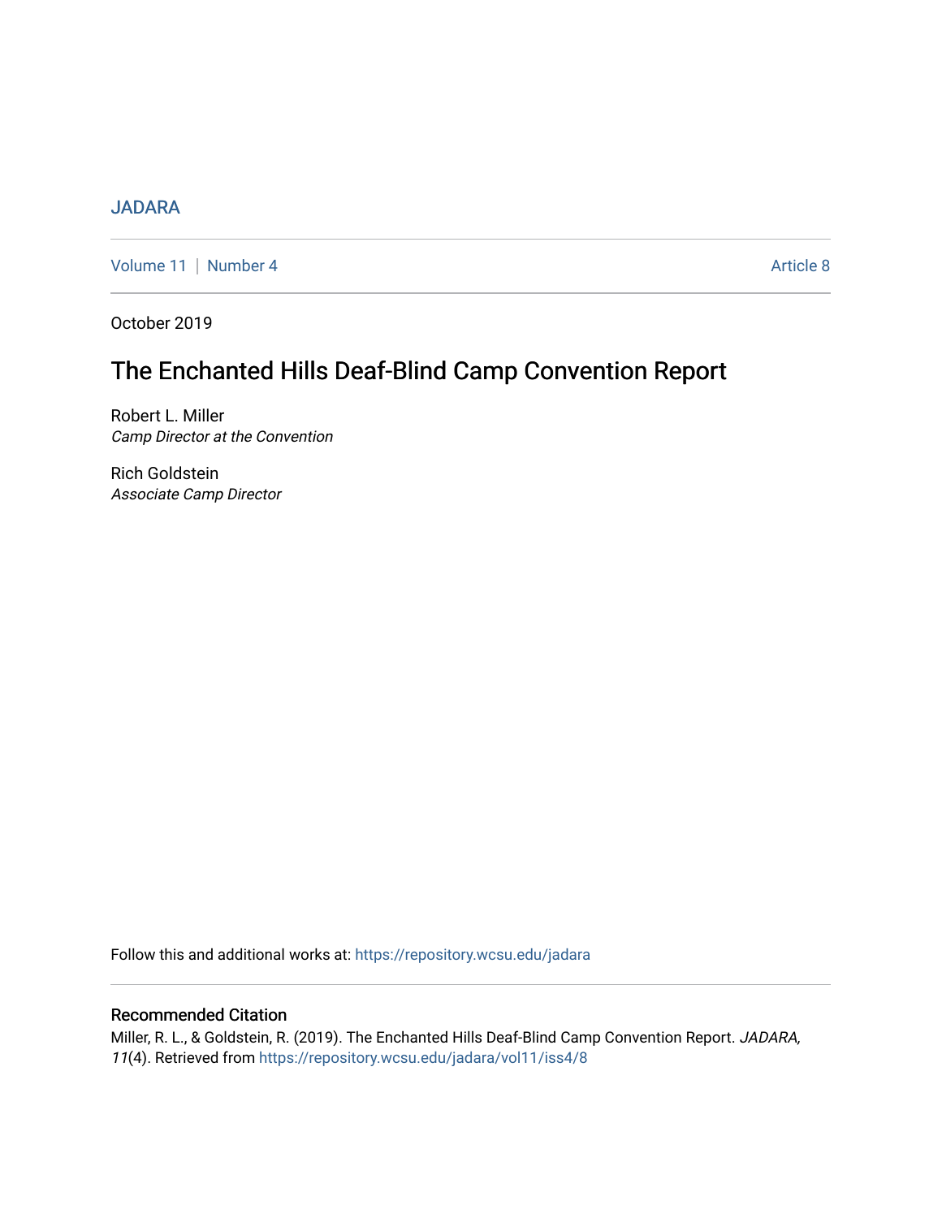JADARA

Volume 11 | Number 4 | Article 8

October 2019

# The Enchanted Hills Deaf-Blind Camp Convention Report

Robert L. Miller
*Camp Director at the Convention*

Rich Goldstein
*Associate Camp Director*

Follow this and additional works at: https://repository.wcsu.edu/jadara

## Recommended Citation

Miller, R. L., & Goldstein, R. (2019). The Enchanted Hills Deaf-Blind Camp Convention Report. *JADARA, 11*(4). Retrieved from https://repository.wcsu.edu/jadara/vol11/iss4/8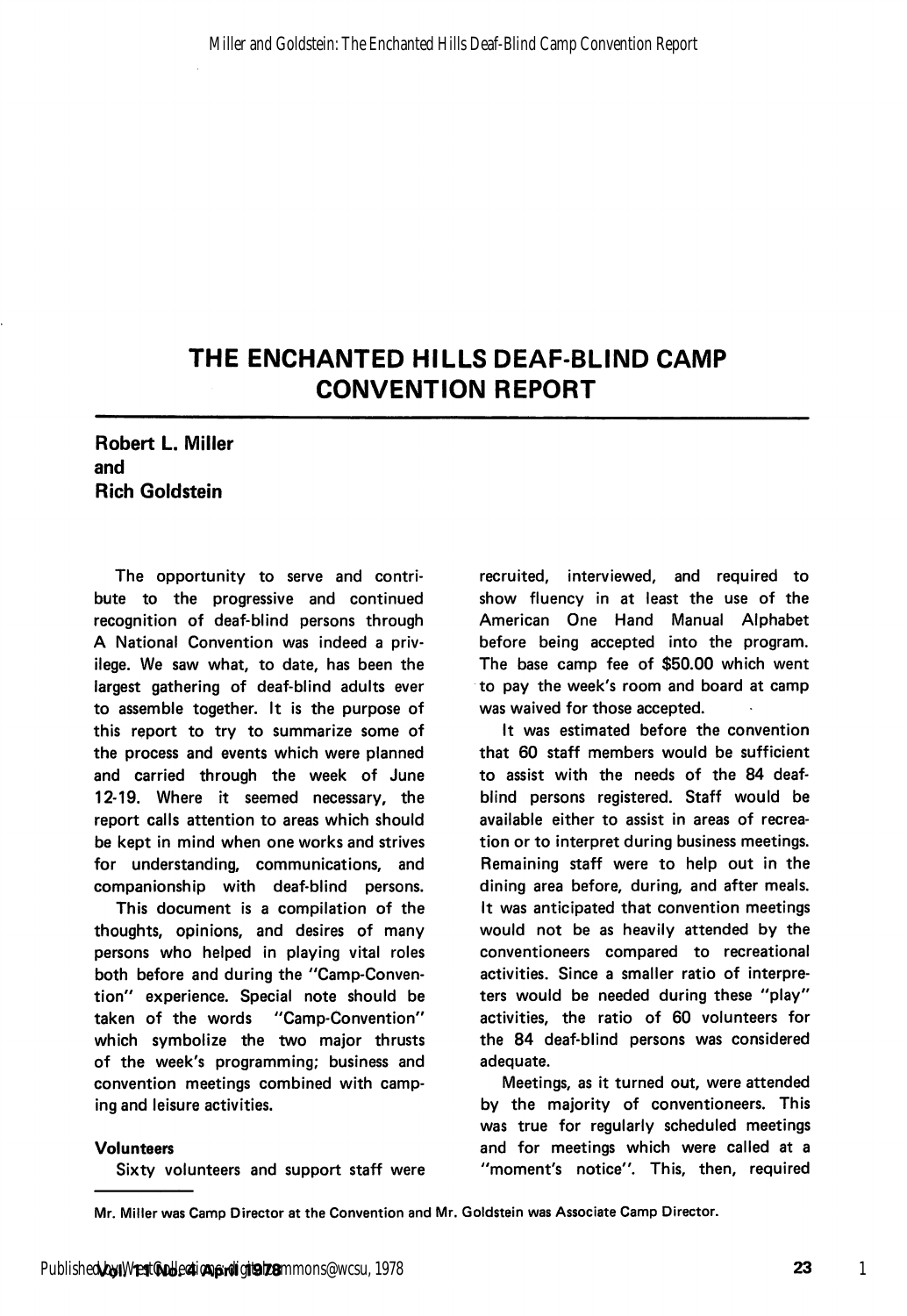# THE ENCHANTED HILLS DEAF-BLIND CAMP CONVENTION REPORT

**Robert L. Miller**
**and**
**Rich Goldstein**

The opportunity to serve and contribute to the progressive and continued recognition of deaf-blind persons through A National Convention was indeed a privilege. We saw what, to date, has been the largest gathering of deaf-blind adults ever to assemble together. It is the purpose of this report to try to summarize some of the process and events which were planned and carried through the week of June 12-19. Where it seemed necessary, the report calls attention to areas which should be kept in mind when one works and strives for understanding, communications, and companionship with deaf-blind persons.

This document is a compilation of the thoughts, opinions, and desires of many persons who helped in playing vital roles both before and during the "Camp-Convention" experience. Special note should be taken of the words "Camp-Convention" which symbolize the two major thrusts of the week's programming; business and convention meetings combined with camping and leisure activities.

**Volunteers**

Sixty volunteers and support staff were recruited, interviewed, and required to show fluency in at least the use of the American One Hand Manual Alphabet before being accepted into the program. The base camp fee of $50.00 which went to pay the week's room and board at camp was waived for those accepted.

It was estimated before the convention that 60 staff members would be sufficient to assist with the needs of the 84 deaf-blind persons registered. Staff would be available either to assist in areas of recreation or to interpret during business meetings. Remaining staff were to help out in the dining area before, during, and after meals. It was anticipated that convention meetings would not be as heavily attended by the conventioneers compared to recreational activities. Since a smaller ratio of interpreters would be needed during these "play" activities, the ratio of 60 volunteers for the 84 deaf-blind persons was considered adequate.

Meetings, as it turned out, were attended by the majority of conventioneers. This was true for regularly scheduled meetings and for meetings which were called at a "moment's notice". This, then, required

Mr. Miller was Camp Director at the Convention and Mr. Goldstein was Associate Camp Director.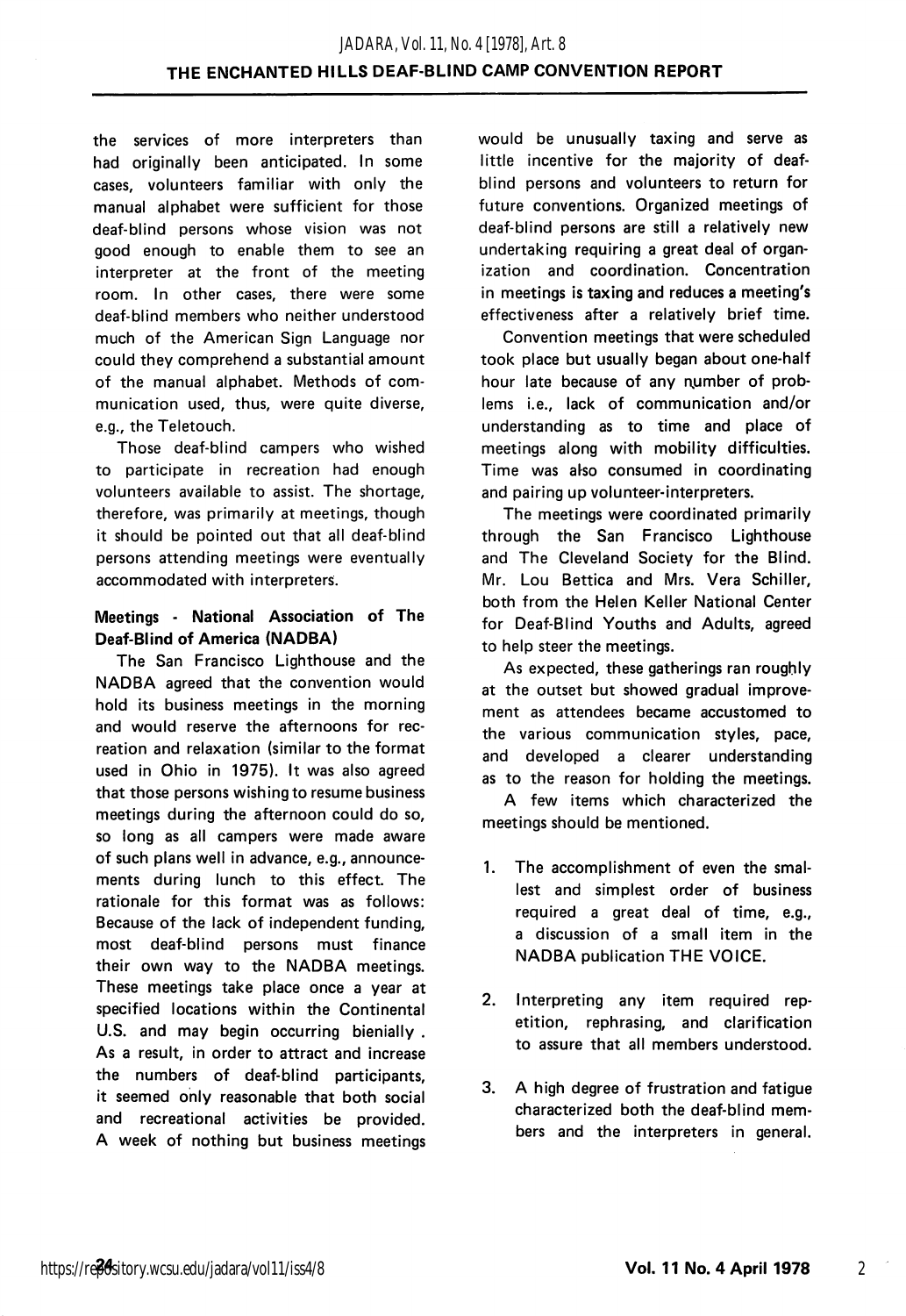the services of more interpreters than had originally been anticipated. In some cases, volunteers familiar with only the manual alphabet were sufficient for those deaf-blind persons whose vision was not good enough to enable them to see an interpreter at the front of the meeting room. In other cases, there were some deaf-blind members who neither understood much of the American Sign Language nor could they comprehend a substantial amount of the manual alphabet. Methods of communication used, thus, were quite diverse, e.g., the Teletouch.

Those deaf-blind campers who wished to participate in recreation had enough volunteers available to assist. The shortage, therefore, was primarily at meetings, though it should be pointed out that all deaf-blind persons attending meetings were eventually accommodated with interpreters.

### Meetings - National Association of The Deaf-Blind of America (NADBA)

The San Francisco Lighthouse and the NADBA agreed that the convention would hold its business meetings in the morning and would reserve the afternoons for recreation and relaxation (similar to the format used in Ohio in 1975). It was also agreed that those persons wishing to resume business meetings during the afternoon could do so, so long as all campers were made aware of such plans well in advance, e.g., announcements during lunch to this effect. The rationale for this format was as follows: Because of the lack of independent funding, most deaf-blind persons must finance their own way to the NADBA meetings. These meetings take place once a year at specified locations within the Continental U.S. and may begin occurring bienially . As a result, in order to attract and increase the numbers of deaf-blind participants, it seemed only reasonable that both social and recreational activities be provided. A week of nothing but business meetings would be unusually taxing and serve as little incentive for the majority of deaf-blind persons and volunteers to return for future conventions. Organized meetings of deaf-blind persons are still a relatively new undertaking requiring a great deal of organization and coordination. Concentration in meetings is taxing and reduces a meeting's effectiveness after a relatively brief time.

Convention meetings that were scheduled took place but usually began about one-half hour late because of any number of problems i.e., lack of communication and/or understanding as to time and place of meetings along with mobility difficulties. Time was also consumed in coordinating and pairing up volunteer-interpreters.

The meetings were coordinated primarily through the San Francisco Lighthouse and The Cleveland Society for the Blind. Mr. Lou Bettica and Mrs. Vera Schiller, both from the Helen Keller National Center for Deaf-Blind Youths and Adults, agreed to help steer the meetings.

As expected, these gatherings ran roughly at the outset but showed gradual improvement as attendees became accustomed to the various communication styles, pace, and developed a clearer understanding as to the reason for holding the meetings.

A few items which characterized the meetings should be mentioned.

1. The accomplishment of even the smallest and simplest order of business required a great deal of time, e.g., a discussion of a small item in the NADBA publication THE VOICE.

2. Interpreting any item required repetition, rephrasing, and clarification to assure that all members understood.

3. A high degree of frustration and fatigue characterized both the deaf-blind members and the interpreters in general.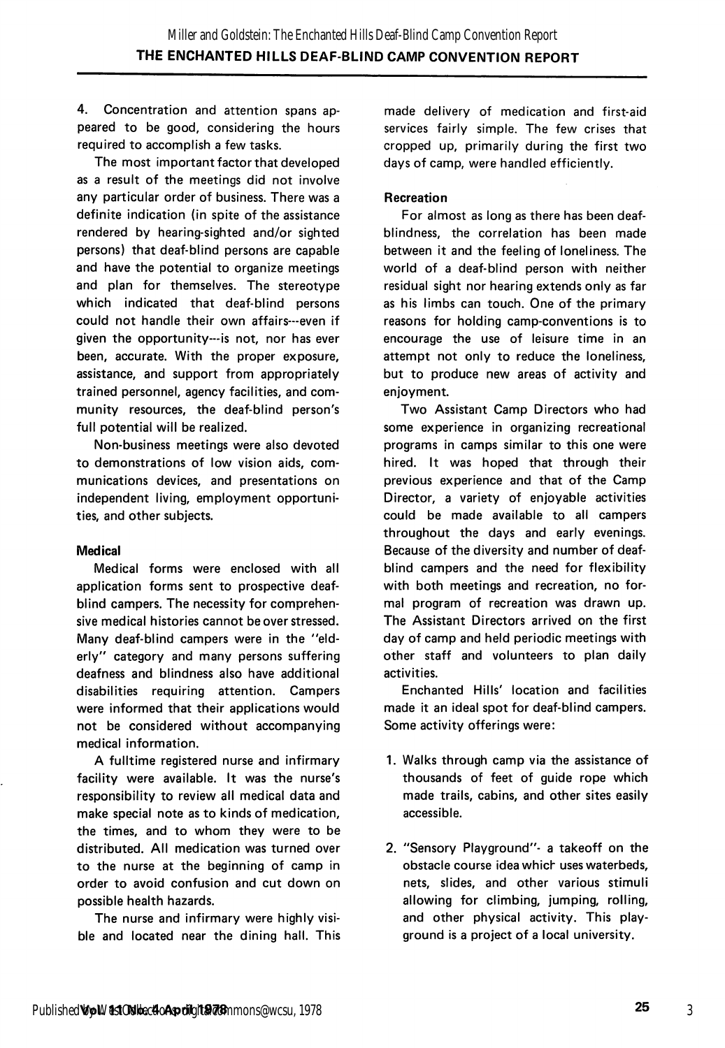4. Concentration and attention spans appeared to be good, considering the hours required to accomplish a few tasks.

The most important factor that developed as a result of the meetings did not involve any particular order of business. There was a definite indication (in spite of the assistance rendered by hearing-sighted and/or sighted persons) that deaf-blind persons are capable and have the potential to organize meetings and plan for themselves. The stereotype which indicated that deaf-blind persons could not handle their own affairs---even if given the opportunity---is not, nor has ever been, accurate. With the proper exposure, assistance, and support from appropriately trained personnel, agency facilities, and community resources, the deaf-blind person's full potential will be realized.

Non-business meetings were also devoted to demonstrations of low vision aids, communications devices, and presentations on independent living, employment opportunities, and other subjects.

#### Medical

Medical forms were enclosed with all application forms sent to prospective deaf-blind campers. The necessity for comprehensive medical histories cannot be over stressed. Many deaf-blind campers were in the "elderly" category and many persons suffering deafness and blindness also have additional disabilities requiring attention. Campers were informed that their applications would not be considered without accompanying medical information.

A fulltime registered nurse and infirmary facility were available. It was the nurse's responsibility to review all medical data and make special note as to kinds of medication, the times, and to whom they were to be distributed. All medication was turned over to the nurse at the beginning of camp in order to avoid confusion and cut down on possible health hazards.

The nurse and infirmary were highly visible and located near the dining hall. This made delivery of medication and first-aid services fairly simple. The few crises that cropped up, primarily during the first two days of camp, were handled efficiently.

#### Recreation

For almost as long as there has been deaf-blindness, the correlation has been made between it and the feeling of loneliness. The world of a deaf-blind person with neither residual sight nor hearing extends only as far as his limbs can touch. One of the primary reasons for holding camp-conventions is to encourage the use of leisure time in an attempt not only to reduce the loneliness, but to produce new areas of activity and enjoyment.

Two Assistant Camp Directors who had some experience in organizing recreational programs in camps similar to this one were hired. It was hoped that through their previous experience and that of the Camp Director, a variety of enjoyable activities could be made available to all campers throughout the days and early evenings. Because of the diversity and number of deaf-blind campers and the need for flexibility with both meetings and recreation, no formal program of recreation was drawn up. The Assistant Directors arrived on the first day of camp and held periodic meetings with other staff and volunteers to plan daily activities.

Enchanted Hills' location and facilities made it an ideal spot for deaf-blind campers. Some activity offerings were:

1. Walks through camp via the assistance of thousands of feet of guide rope which made trails, cabins, and other sites easily accessible.

2. "Sensory Playground"- a takeoff on the obstacle course idea which uses waterbeds, nets, slides, and other various stimuli allowing for climbing, jumping, rolling, and other physical activity. This playground is a project of a local university.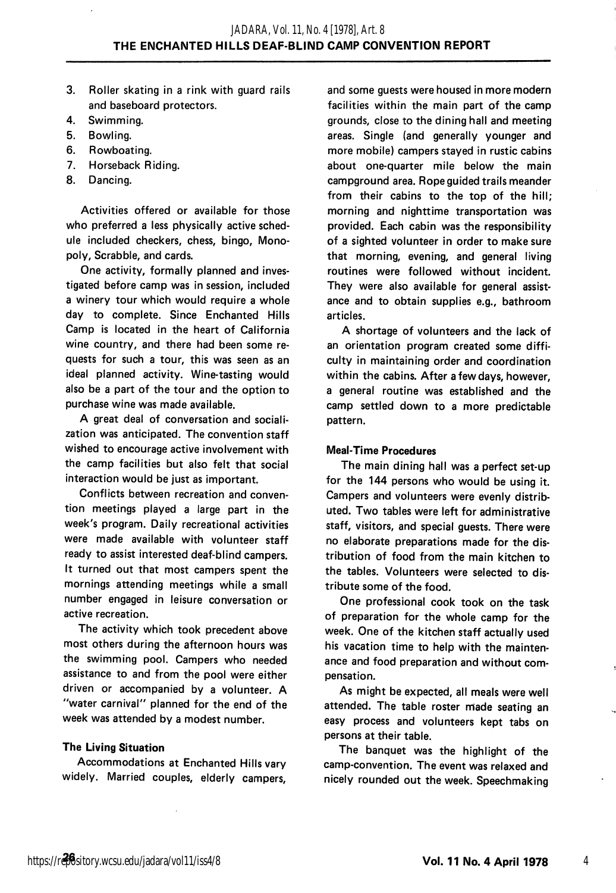3. Roller skating in a rink with guard rails and baseboard protectors.
4. Swimming.
5. Bowling.
6. Rowboating.
7. Horseback Riding.
8. Dancing.

Activities offered or available for those who preferred a less physically active schedule included checkers, chess, bingo, Monopoly, Scrabble, and cards.

One activity, formally planned and investigated before camp was in session, included a winery tour which would require a whole day to complete. Since Enchanted Hills Camp is located in the heart of California wine country, and there had been some requests for such a tour, this was seen as an ideal planned activity. Wine-tasting would also be a part of the tour and the option to purchase wine was made available.

A great deal of conversation and socialization was anticipated. The convention staff wished to encourage active involvement with the camp facilities but also felt that social interaction would be just as important.

Conflicts between recreation and convention meetings played a large part in the week's program. Daily recreational activities were made available with volunteer staff ready to assist interested deaf-blind campers. It turned out that most campers spent the mornings attending meetings while a small number engaged in leisure conversation or active recreation.

The activity which took precedent above most others during the afternoon hours was the swimming pool. Campers who needed assistance to and from the pool were either driven or accompanied by a volunteer. A "water carnival" planned for the end of the week was attended by a modest number.

#### The Living Situation

Accommodations at Enchanted Hills vary widely. Married couples, elderly campers, and some guests were housed in more modern facilities within the main part of the camp grounds, close to the dining hall and meeting areas. Single (and generally younger and more mobile) campers stayed in rustic cabins about one-quarter mile below the main campground area. Rope guided trails meander from their cabins to the top of the hill; morning and nighttime transportation was provided. Each cabin was the responsibility of a sighted volunteer in order to make sure that morning, evening, and general living routines were followed without incident. They were also available for general assistance and to obtain supplies e.g., bathroom articles.

A shortage of volunteers and the lack of an orientation program created some difficulty in maintaining order and coordination within the cabins. After a few days, however, a general routine was established and the camp settled down to a more predictable pattern.

#### Meal-Time Procedures

The main dining hall was a perfect set-up for the 144 persons who would be using it. Campers and volunteers were evenly distributed. Two tables were left for administrative staff, visitors, and special guests. There were no elaborate preparations made for the distribution of food from the main kitchen to the tables. Volunteers were selected to distribute some of the food.

One professional cook took on the task of preparation for the whole camp for the week. One of the kitchen staff actually used his vacation time to help with the maintenance and food preparation and without compensation.

As might be expected, all meals were well attended. The table roster made seating an easy process and volunteers kept tabs on persons at their table.

The banquet was the highlight of the camp-convention. The event was relaxed and nicely rounded out the week. Speechmaking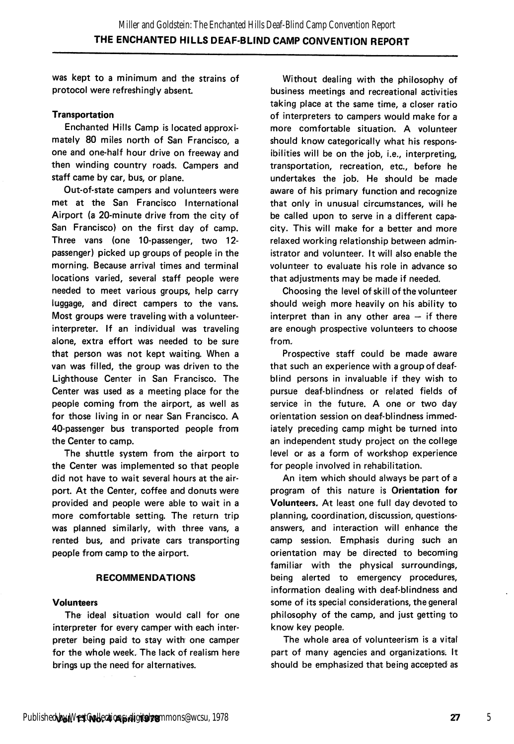was kept to a minimum and the strains of protocol were refreshingly absent.

### Transportation

Enchanted Hills Camp is located approximately 80 miles north of San Francisco, a one and one-half hour drive on freeway and then winding country roads. Campers and staff came by car, bus, or plane.

Out-of-state campers and volunteers were met at the San Francisco International Airport (a 20-minute drive from the city of San Francisco) on the first day of camp. Three vans (one 10-passenger, two 12-passenger) picked up groups of people in the morning. Because arrival times and terminal locations varied, several staff people were needed to meet various groups, help carry luggage, and direct campers to the vans. Most groups were traveling with a volunteer-interpreter. If an individual was traveling alone, extra effort was needed to be sure that person was not kept waiting. When a van was filled, the group was driven to the Lighthouse Center in San Francisco. The Center was used as a meeting place for the people coming from the airport, as well as for those living in or near San Francisco. A 40-passenger bus transported people from the Center to camp.

The shuttle system from the airport to the Center was implemented so that people did not have to wait several hours at the airport. At the Center, coffee and donuts were provided and people were able to wait in a more comfortable setting. The return trip was planned similarly, with three vans, a rented bus, and private cars transporting people from camp to the airport.

## RECOMMENDATIONS

### Volunteers

The ideal situation would call for one interpreter for every camper with each interpreter being paid to stay with one camper for the whole week. The lack of realism here brings up the need for alternatives.

Without dealing with the philosophy of business meetings and recreational activities taking place at the same time, a closer ratio of interpreters to campers would make for a more comfortable situation. A volunteer should know categorically what his responsibilities will be on the job, i.e., interpreting, transportation, recreation, etc., before he undertakes the job. He should be made aware of his primary function and recognize that only in unusual circumstances, will he be called upon to serve in a different capacity. This will make for a better and more relaxed working relationship between administrator and volunteer. It will also enable the volunteer to evaluate his role in advance so that adjustments may be made if needed.

Choosing the level of skill of the volunteer should weigh more heavily on his ability to interpret than in any other area — if there are enough prospective volunteers to choose from.

Prospective staff could be made aware that such an experience with a group of deaf-blind persons in invaluable if they wish to pursue deaf-blindness or related fields of service in the future. A one or two day orientation session on deaf-blindness immediately preceding camp might be turned into an independent study project on the college level or as a form of workshop experience for people involved in rehabilitation.

An item which should always be part of a program of this nature is **Orientation for Volunteers.** At least one full day devoted to planning, coordination, discussion, questions-answers, and interaction will enhance the camp session. Emphasis during such an orientation may be directed to becoming familiar with the physical surroundings, being alerted to emergency procedures, information dealing with deaf-blindness and some of its special considerations, the general philosophy of the camp, and just getting to know key people.

The whole area of volunteerism is a vital part of many agencies and organizations. It should be emphasized that being accepted as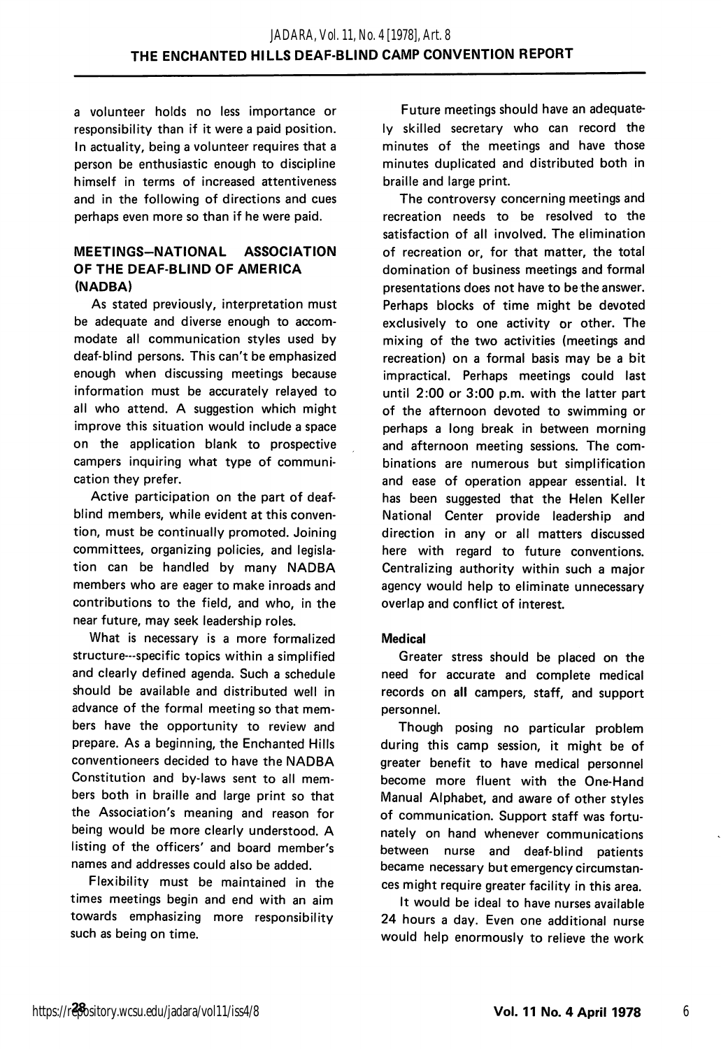a volunteer holds no less importance or responsibility than if it were a paid position. In actuality, being a volunteer requires that a person be enthusiastic enough to discipline himself in terms of increased attentiveness and in the following of directions and cues perhaps even more so than if he were paid.

## MEETINGS—NATIONAL ASSOCIATION OF THE DEAF-BLIND OF AMERICA (NADBA)

As stated previously, interpretation must be adequate and diverse enough to accommodate all communication styles used by deaf-blind persons. This can't be emphasized enough when discussing meetings because information must be accurately relayed to all who attend. A suggestion which might improve this situation would include a space on the application blank to prospective campers inquiring what type of communication they prefer.

Active participation on the part of deaf-blind members, while evident at this convention, must be continually promoted. Joining committees, organizing policies, and legislation can be handled by many NADBA members who are eager to make inroads and contributions to the field, and who, in the near future, may seek leadership roles.

What is necessary is a more formalized structure---specific topics within a simplified and clearly defined agenda. Such a schedule should be available and distributed well in advance of the formal meeting so that members have the opportunity to review and prepare. As a beginning, the Enchanted Hills conventioneers decided to have the NADBA Constitution and by-laws sent to all members both in braille and large print so that the Association's meaning and reason for being would be more clearly understood. A listing of the officers' and board member's names and addresses could also be added.

Flexibility must be maintained in the times meetings begin and end with an aim towards emphasizing more responsibility such as being on time.

Future meetings should have an adequately skilled secretary who can record the minutes of the meetings and have those minutes duplicated and distributed both in braille and large print.

The controversy concerning meetings and recreation needs to be resolved to the satisfaction of all involved. The elimination of recreation or, for that matter, the total domination of business meetings and formal presentations does not have to be the answer. Perhaps blocks of time might be devoted exclusively to one activity or other. The mixing of the two activities (meetings and recreation) on a formal basis may be a bit impractical. Perhaps meetings could last until 2:00 or 3:00 p.m. with the latter part of the afternoon devoted to swimming or perhaps a long break in between morning and afternoon meeting sessions. The combinations are numerous but simplification and ease of operation appear essential. It has been suggested that the Helen Keller National Center provide leadership and direction in any or all matters discussed here with regard to future conventions. Centralizing authority within such a major agency would help to eliminate unnecessary overlap and conflict of interest.

### Medical

Greater stress should be placed on the need for accurate and complete medical records on **all** campers, staff, and support personnel.

Though posing no particular problem during this camp session, it might be of greater benefit to have medical personnel become more fluent with the One-Hand Manual Alphabet, and aware of other styles of communication. Support staff was fortunately on hand whenever communications between nurse and deaf-blind patients became necessary but emergency circumstances might require greater facility in this area.

It would be ideal to have nurses available 24 hours a day. Even one additional nurse would help enormously to relieve the work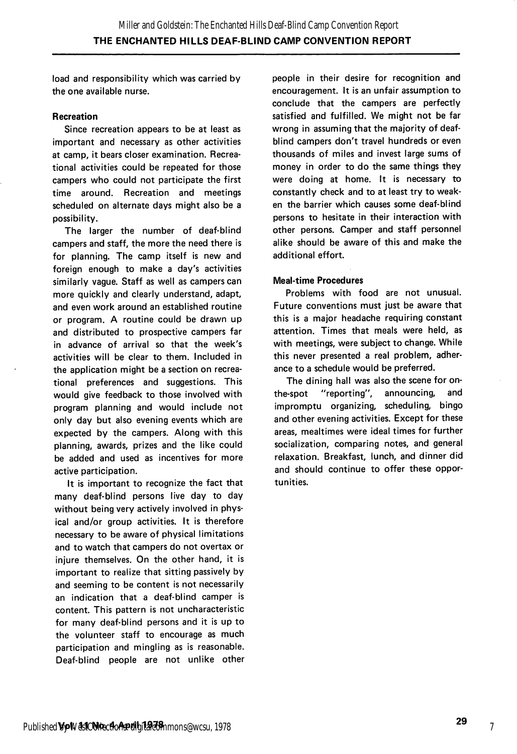load and responsibility which was carried by the one available nurse.

### Recreation

Since recreation appears to be at least as important and necessary as other activities at camp, it bears closer examination. Recreational activities could be repeated for those campers who could not participate the first time around. Recreation and meetings scheduled on alternate days might also be a possibility.

The larger the number of deaf-blind campers and staff, the more the need there is for planning. The camp itself is new and foreign enough to make a day's activities similarly vague. Staff as well as campers can more quickly and clearly understand, adapt, and even work around an established routine or program. A routine could be drawn up and distributed to prospective campers far in advance of arrival so that the week's activities will be clear to them. Included in the application might be a section on recreational preferences and suggestions. This would give feedback to those involved with program planning and would include not only day but also evening events which are expected by the campers. Along with this planning, awards, prizes and the like could be added and used as incentives for more active participation.

It is important to recognize the fact that many deaf-blind persons live day to day without being very actively involved in physical and/or group activities. It is therefore necessary to be aware of physical limitations and to watch that campers do not overtax or injure themselves. On the other hand, it is important to realize that sitting passively by and seeming to be content is not necessarily an indication that a deaf-blind camper is content. This pattern is not uncharacteristic for many deaf-blind persons and it is up to the volunteer staff to encourage as much participation and mingling as is reasonable. Deaf-blind people are not unlike other people in their desire for recognition and encouragement. It is an unfair assumption to conclude that the campers are perfectly satisfied and fulfilled. We might not be far wrong in assuming that the majority of deaf-blind campers don't travel hundreds or even thousands of miles and invest large sums of money in order to do the same things they were doing at home. It is necessary to constantly check and to at least try to weaken the barrier which causes some deaf-blind persons to hesitate in their interaction with other persons. Camper and staff personnel alike should be aware of this and make the additional effort.

### Meal-time Procedures

Problems with food are not unusual. Future conventions must just be aware that this is a major headache requiring constant attention. Times that meals were held, as with meetings, were subject to change. While this never presented a real problem, adherance to a schedule would be preferred.

The dining hall was also the scene for on-the-spot "reporting", announcing, and impromptu organizing, scheduling, bingo and other evening activities. Except for these areas, mealtimes were ideal times for further socialization, comparing notes, and general relaxation. Breakfast, lunch, and dinner did and should continue to offer these opportunities.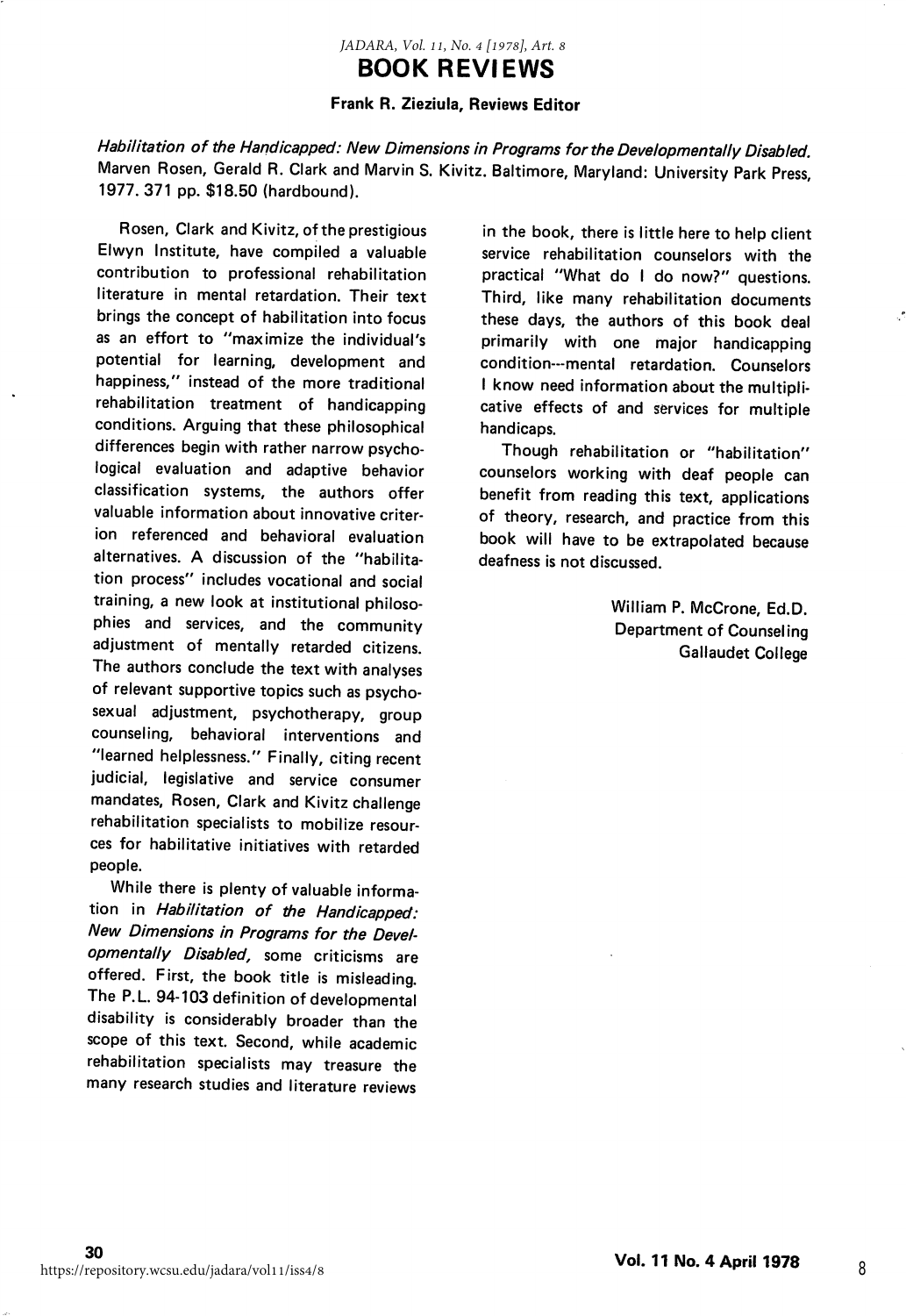# BOOK REVIEWS

**Frank R. Zieziula, Reviews Editor**

*Habilitation of the Handicapped: New Dimensions in Programs for the Developmentally Disabled.* Marven Rosen, Gerald R. Clark and Marvin S. Kivitz. Baltimore, Maryland: University Park Press, 1977. 371 pp. $18.50 (hardbound).

Rosen, Clark and Kivitz, of the prestigious Elwyn Institute, have compiled a valuable contribution to professional rehabilitation literature in mental retardation. Their text brings the concept of habilitation into focus as an effort to "maximize the individual's potential for learning, development and happiness," instead of the more traditional rehabilitation treatment of handicapping conditions. Arguing that these philosophical differences begin with rather narrow psychological evaluation and adaptive behavior classification systems, the authors offer valuable information about innovative criterion referenced and behavioral evaluation alternatives. A discussion of the "habilitation process" includes vocational and social training, a new look at institutional philosophies and services, and the community adjustment of mentally retarded citizens. The authors conclude the text with analyses of relevant supportive topics such as psychosexual adjustment, psychotherapy, group counseling, behavioral interventions and "learned helplessness." Finally, citing recent judicial, legislative and service consumer mandates, Rosen, Clark and Kivitz challenge rehabilitation specialists to mobilize resources for habilitative initiatives with retarded people.

While there is plenty of valuable information in *Habilitation of the Handicapped: New Dimensions in Programs for the Developmentally Disabled,* some criticisms are offered. First, the book title is misleading. The P.L. 94-103 definition of developmental disability is considerably broader than the scope of this text. Second, while academic rehabilitation specialists may treasure the many research studies and literature reviews in the book, there is little here to help client service rehabilitation counselors with the practical "What do I do now?" questions. Third, like many rehabilitation documents these days, the authors of this book deal primarily with one major handicapping condition---mental retardation. Counselors I know need information about the multiplicative effects of and services for multiple handicaps.

Though rehabilitation or "habilitation" counselors working with deaf people can benefit from reading this text, applications of theory, research, and practice from this book will have to be extrapolated because deafness is not discussed.

William P. McCrone, Ed.D.
Department of Counseling
Gallaudet College